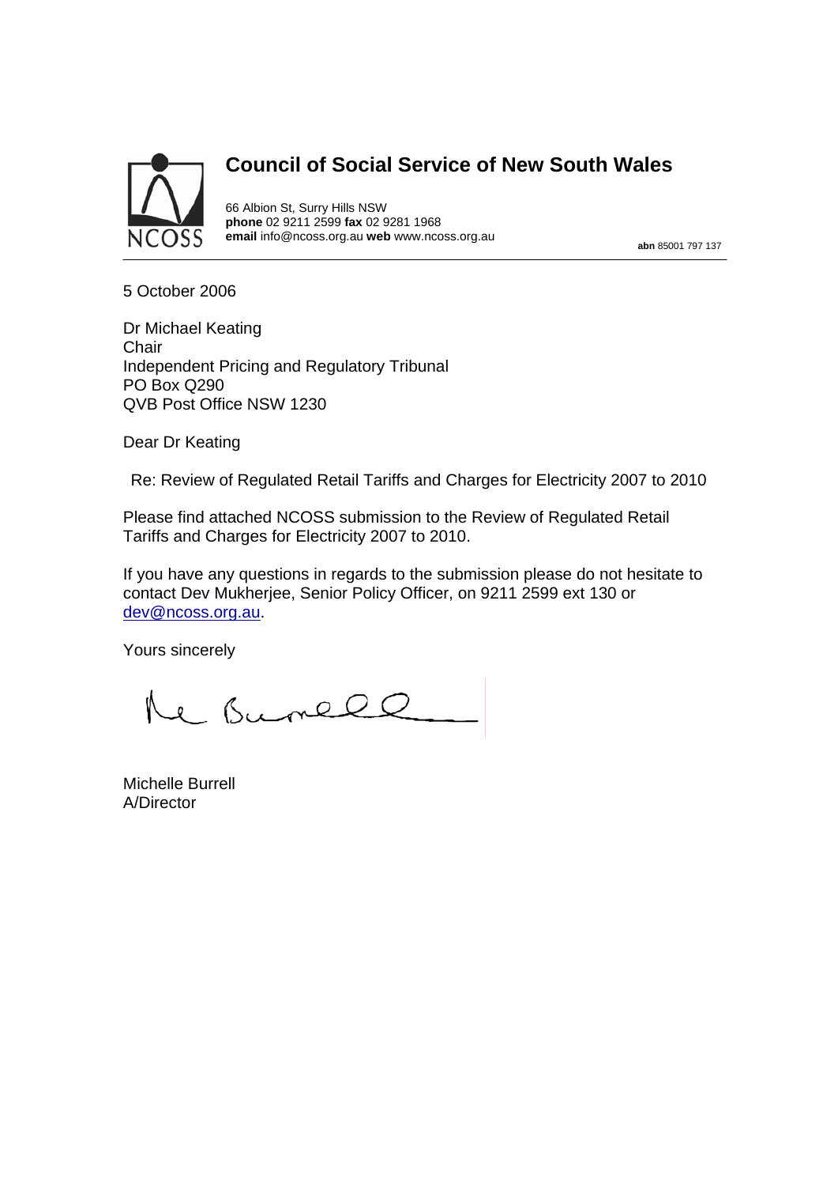# Council of Social Service of New South Wales

NCOSS

66 Albion St, Surry Hills NSW
**phone** 02 9211 2599 **fax** 02 9281 1968
**email** info@ncoss.org.au **web** www.ncoss.org.au

**abn** 85001 797 137

---

5 October 2006

Dr Michael Keating
Chair
Independent Pricing and Regulatory Tribunal
PO Box Q290
QVB Post Office NSW 1230

Dear Dr Keating

Re: Review of Regulated Retail Tariffs and Charges for Electricity 2007 to 2010

Please find attached NCOSS submission to the Review of Regulated Retail Tariffs and Charges for Electricity 2007 to 2010.

If you have any questions in regards to the submission please do not hesitate to contact Dev Mukherjee, Senior Policy Officer, on 9211 2599 ext 130 or dev@ncoss.org.au.

Yours sincerely

Michelle Burrell
A/Director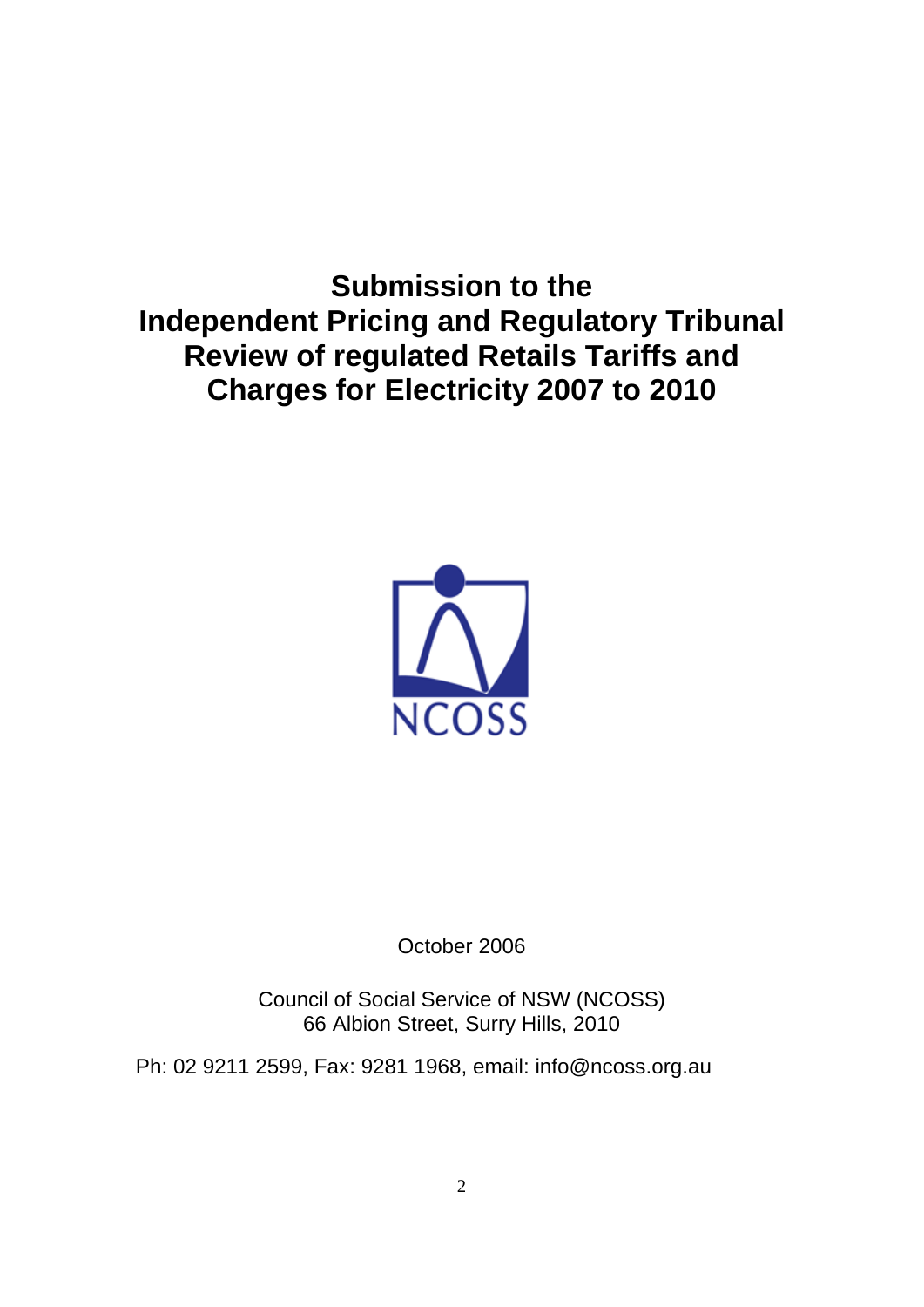# Submission to the Independent Pricing and Regulatory Tribunal Review of regulated Retails Tariffs and Charges for Electricity 2007 to 2010

NCOSS

October 2006

Council of Social Service of NSW (NCOSS)
66 Albion Street, Surry Hills, 2010

Ph: 02 9211 2599, Fax: 9281 1968, email: info@ncoss.org.au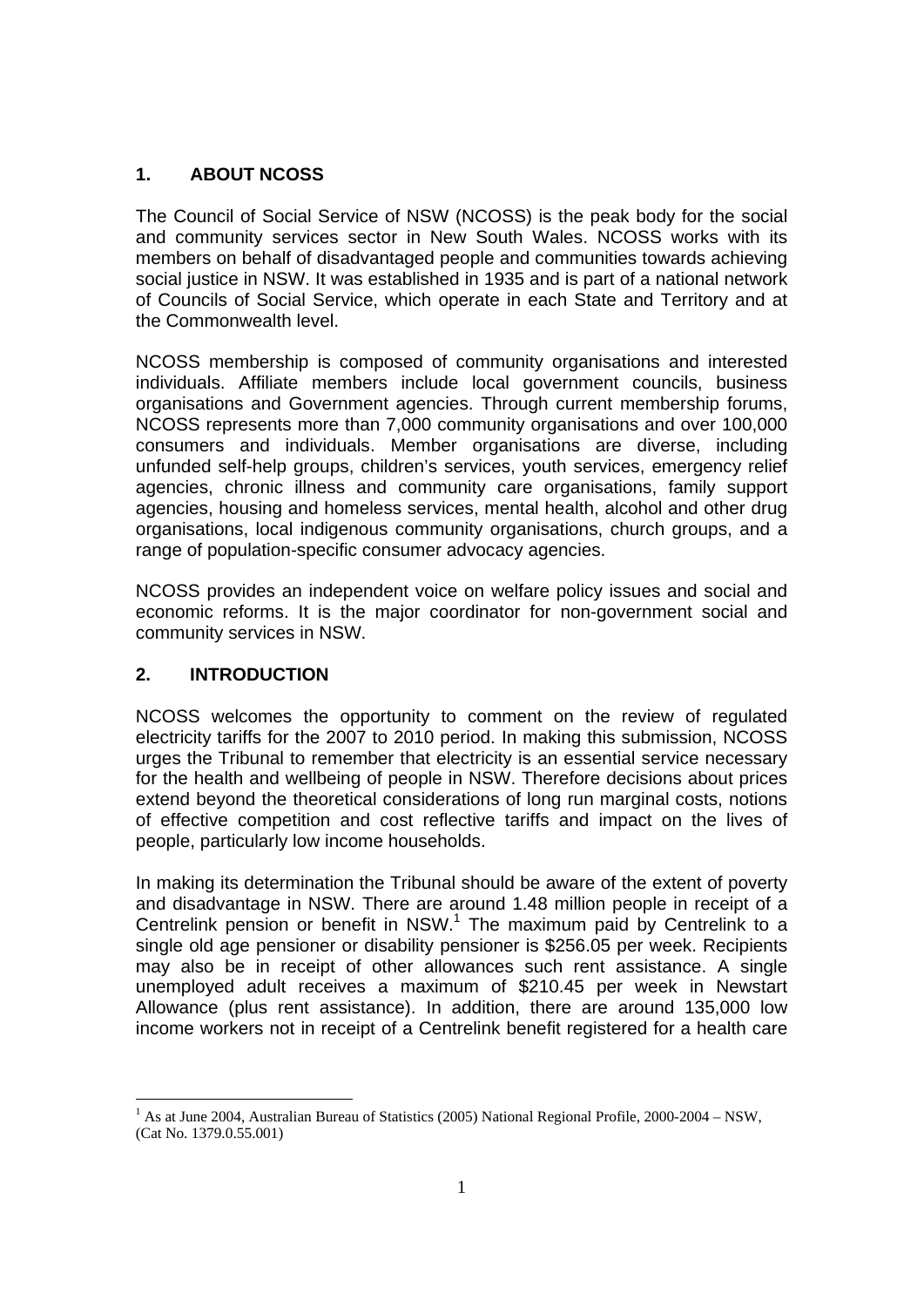## 1. ABOUT NCOSS

The Council of Social Service of NSW (NCOSS) is the peak body for the social and community services sector in New South Wales. NCOSS works with its members on behalf of disadvantaged people and communities towards achieving social justice in NSW. It was established in 1935 and is part of a national network of Councils of Social Service, which operate in each State and Territory and at the Commonwealth level.

NCOSS membership is composed of community organisations and interested individuals. Affiliate members include local government councils, business organisations and Government agencies. Through current membership forums, NCOSS represents more than 7,000 community organisations and over 100,000 consumers and individuals. Member organisations are diverse, including unfunded self-help groups, children's services, youth services, emergency relief agencies, chronic illness and community care organisations, family support agencies, housing and homeless services, mental health, alcohol and other drug organisations, local indigenous community organisations, church groups, and a range of population-specific consumer advocacy agencies.

NCOSS provides an independent voice on welfare policy issues and social and economic reforms. It is the major coordinator for non-government social and community services in NSW.

## 2. INTRODUCTION

NCOSS welcomes the opportunity to comment on the review of regulated electricity tariffs for the 2007 to 2010 period. In making this submission, NCOSS urges the Tribunal to remember that electricity is an essential service necessary for the health and wellbeing of people in NSW. Therefore decisions about prices extend beyond the theoretical considerations of long run marginal costs, notions of effective competition and cost reflective tariffs and impact on the lives of people, particularly low income households.

In making its determination the Tribunal should be aware of the extent of poverty and disadvantage in NSW. There are around 1.48 million people in receipt of a Centrelink pension or benefit in NSW.[1] The maximum paid by Centrelink to a single old age pensioner or disability pensioner is $256.05 per week. Recipients may also be in receipt of other allowances such rent assistance. A single unemployed adult receives a maximum of $210.45 per week in Newstart Allowance (plus rent assistance). In addition, there are around 135,000 low income workers not in receipt of a Centrelink benefit registered for a health care

[1] As at June 2004, Australian Bureau of Statistics (2005) National Regional Profile, 2000-2004 – NSW, (Cat No. 1379.0.55.001)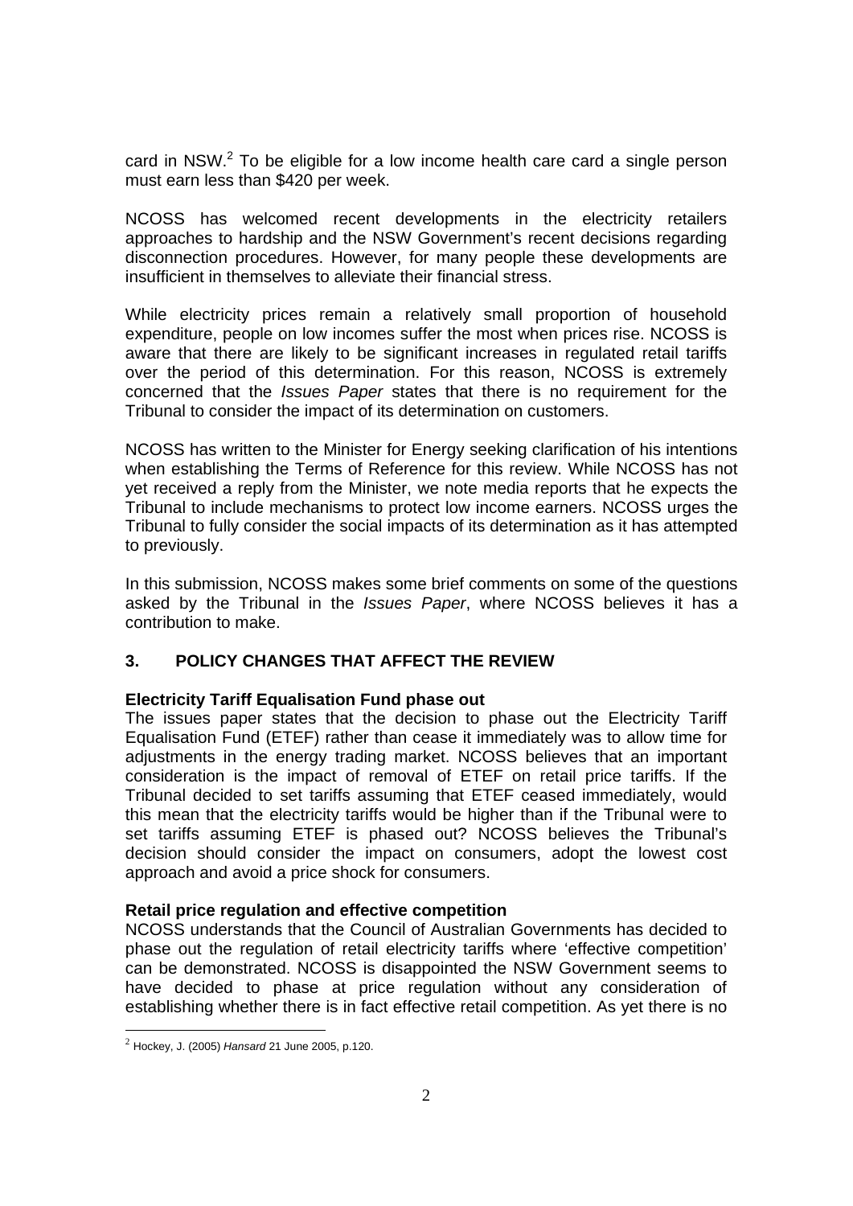card in NSW.[2] To be eligible for a low income health care card a single person must earn less than $420 per week.

NCOSS has welcomed recent developments in the electricity retailers approaches to hardship and the NSW Government's recent decisions regarding disconnection procedures. However, for many people these developments are insufficient in themselves to alleviate their financial stress.

While electricity prices remain a relatively small proportion of household expenditure, people on low incomes suffer the most when prices rise. NCOSS is aware that there are likely to be significant increases in regulated retail tariffs over the period of this determination. For this reason, NCOSS is extremely concerned that the *Issues Paper* states that there is no requirement for the Tribunal to consider the impact of its determination on customers.

NCOSS has written to the Minister for Energy seeking clarification of his intentions when establishing the Terms of Reference for this review. While NCOSS has not yet received a reply from the Minister, we note media reports that he expects the Tribunal to include mechanisms to protect low income earners. NCOSS urges the Tribunal to fully consider the social impacts of its determination as it has attempted to previously.

In this submission, NCOSS makes some brief comments on some of the questions asked by the Tribunal in the *Issues Paper*, where NCOSS believes it has a contribution to make.

## 3. POLICY CHANGES THAT AFFECT THE REVIEW

**Electricity Tariff Equalisation Fund phase out**

The issues paper states that the decision to phase out the Electricity Tariff Equalisation Fund (ETEF) rather than cease it immediately was to allow time for adjustments in the energy trading market. NCOSS believes that an important consideration is the impact of removal of ETEF on retail price tariffs. If the Tribunal decided to set tariffs assuming that ETEF ceased immediately, would this mean that the electricity tariffs would be higher than if the Tribunal were to set tariffs assuming ETEF is phased out? NCOSS believes the Tribunal's decision should consider the impact on consumers, adopt the lowest cost approach and avoid a price shock for consumers.

**Retail price regulation and effective competition**

NCOSS understands that the Council of Australian Governments has decided to phase out the regulation of retail electricity tariffs where 'effective competition' can be demonstrated. NCOSS is disappointed the NSW Government seems to have decided to phase at price regulation without any consideration of establishing whether there is in fact effective retail competition. As yet there is no

[2] Hockey, J. (2005) *Hansard* 21 June 2005, p.120.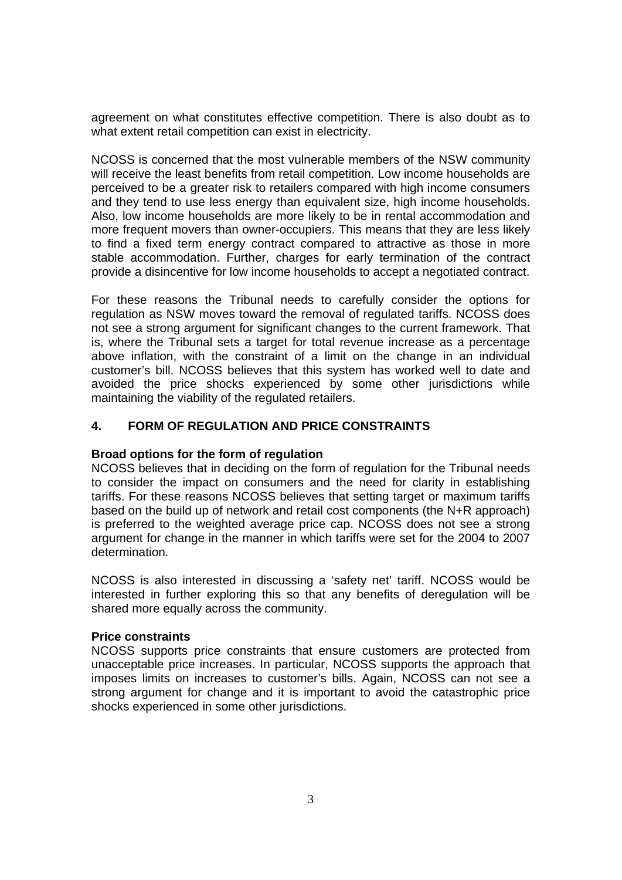agreement on what constitutes effective competition. There is also doubt as to what extent retail competition can exist in electricity.

NCOSS is concerned that the most vulnerable members of the NSW community will receive the least benefits from retail competition. Low income households are perceived to be a greater risk to retailers compared with high income consumers and they tend to use less energy than equivalent size, high income households. Also, low income households are more likely to be in rental accommodation and more frequent movers than owner-occupiers. This means that they are less likely to find a fixed term energy contract compared to attractive as those in more stable accommodation. Further, charges for early termination of the contract provide a disincentive for low income households to accept a negotiated contract.

For these reasons the Tribunal needs to carefully consider the options for regulation as NSW moves toward the removal of regulated tariffs. NCOSS does not see a strong argument for significant changes to the current framework. That is, where the Tribunal sets a target for total revenue increase as a percentage above inflation, with the constraint of a limit on the change in an individual customer's bill. NCOSS believes that this system has worked well to date and avoided the price shocks experienced by some other jurisdictions while maintaining the viability of the regulated retailers.

## 4. FORM OF REGULATION AND PRICE CONSTRAINTS

**Broad options for the form of regulation**

NCOSS believes that in deciding on the form of regulation for the Tribunal needs to consider the impact on consumers and the need for clarity in establishing tariffs. For these reasons NCOSS believes that setting target or maximum tariffs based on the build up of network and retail cost components (the N+R approach) is preferred to the weighted average price cap. NCOSS does not see a strong argument for change in the manner in which tariffs were set for the 2004 to 2007 determination.

NCOSS is also interested in discussing a 'safety net' tariff. NCOSS would be interested in further exploring this so that any benefits of deregulation will be shared more equally across the community.

**Price constraints**

NCOSS supports price constraints that ensure customers are protected from unacceptable price increases. In particular, NCOSS supports the approach that imposes limits on increases to customer's bills. Again, NCOSS can not see a strong argument for change and it is important to avoid the catastrophic price shocks experienced in some other jurisdictions.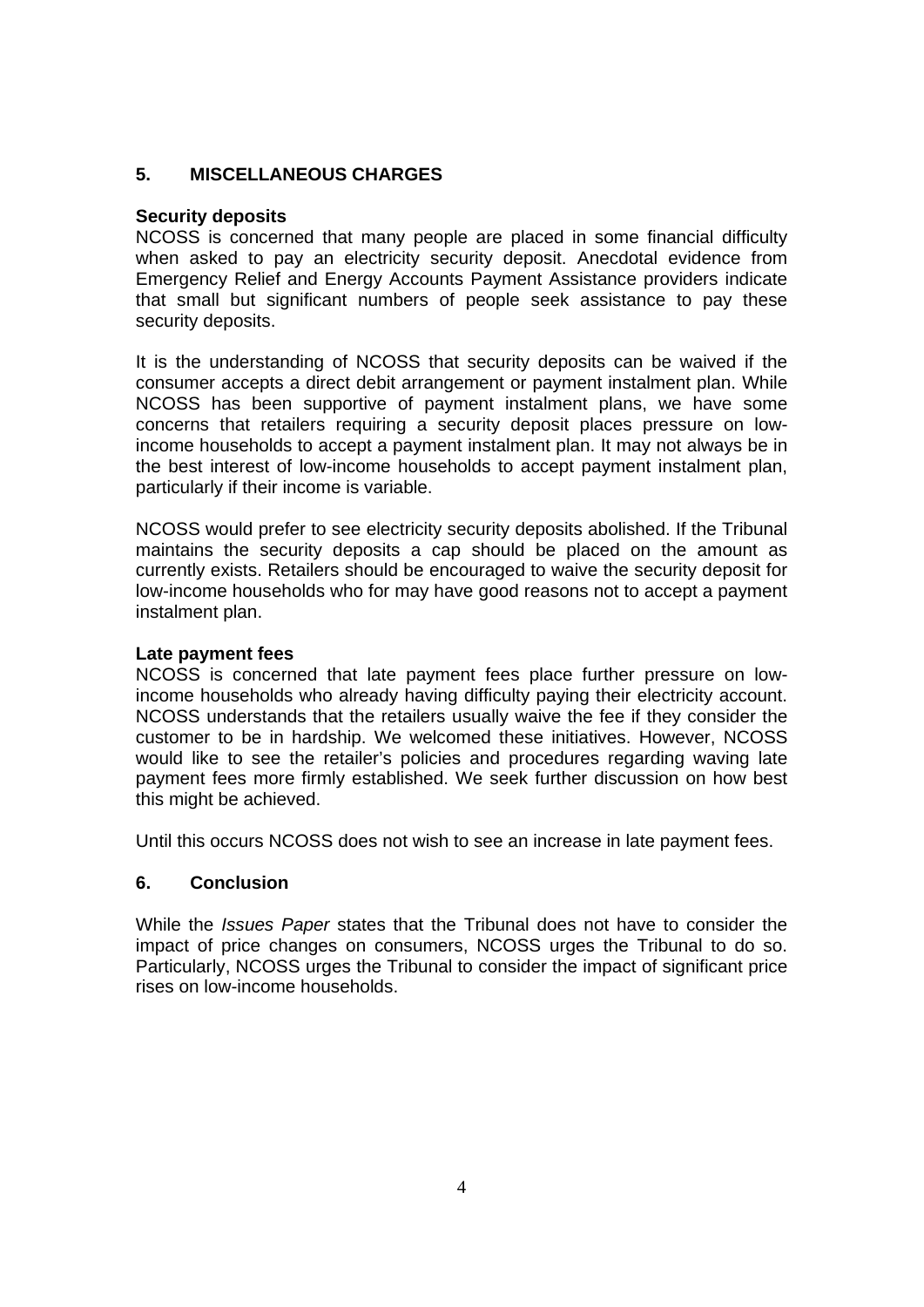## 5. MISCELLANEOUS CHARGES

**Security deposits**

NCOSS is concerned that many people are placed in some financial difficulty when asked to pay an electricity security deposit. Anecdotal evidence from Emergency Relief and Energy Accounts Payment Assistance providers indicate that small but significant numbers of people seek assistance to pay these security deposits.

It is the understanding of NCOSS that security deposits can be waived if the consumer accepts a direct debit arrangement or payment instalment plan. While NCOSS has been supportive of payment instalment plans, we have some concerns that retailers requiring a security deposit places pressure on low-income households to accept a payment instalment plan. It may not always be in the best interest of low-income households to accept payment instalment plan, particularly if their income is variable.

NCOSS would prefer to see electricity security deposits abolished. If the Tribunal maintains the security deposits a cap should be placed on the amount as currently exists. Retailers should be encouraged to waive the security deposit for low-income households who for may have good reasons not to accept a payment instalment plan.

**Late payment fees**

NCOSS is concerned that late payment fees place further pressure on low-income households who already having difficulty paying their electricity account. NCOSS understands that the retailers usually waive the fee if they consider the customer to be in hardship. We welcomed these initiatives. However, NCOSS would like to see the retailer's policies and procedures regarding waving late payment fees more firmly established. We seek further discussion on how best this might be achieved.

Until this occurs NCOSS does not wish to see an increase in late payment fees.

## 6. Conclusion

While the *Issues Paper* states that the Tribunal does not have to consider the impact of price changes on consumers, NCOSS urges the Tribunal to do so. Particularly, NCOSS urges the Tribunal to consider the impact of significant price rises on low-income households.